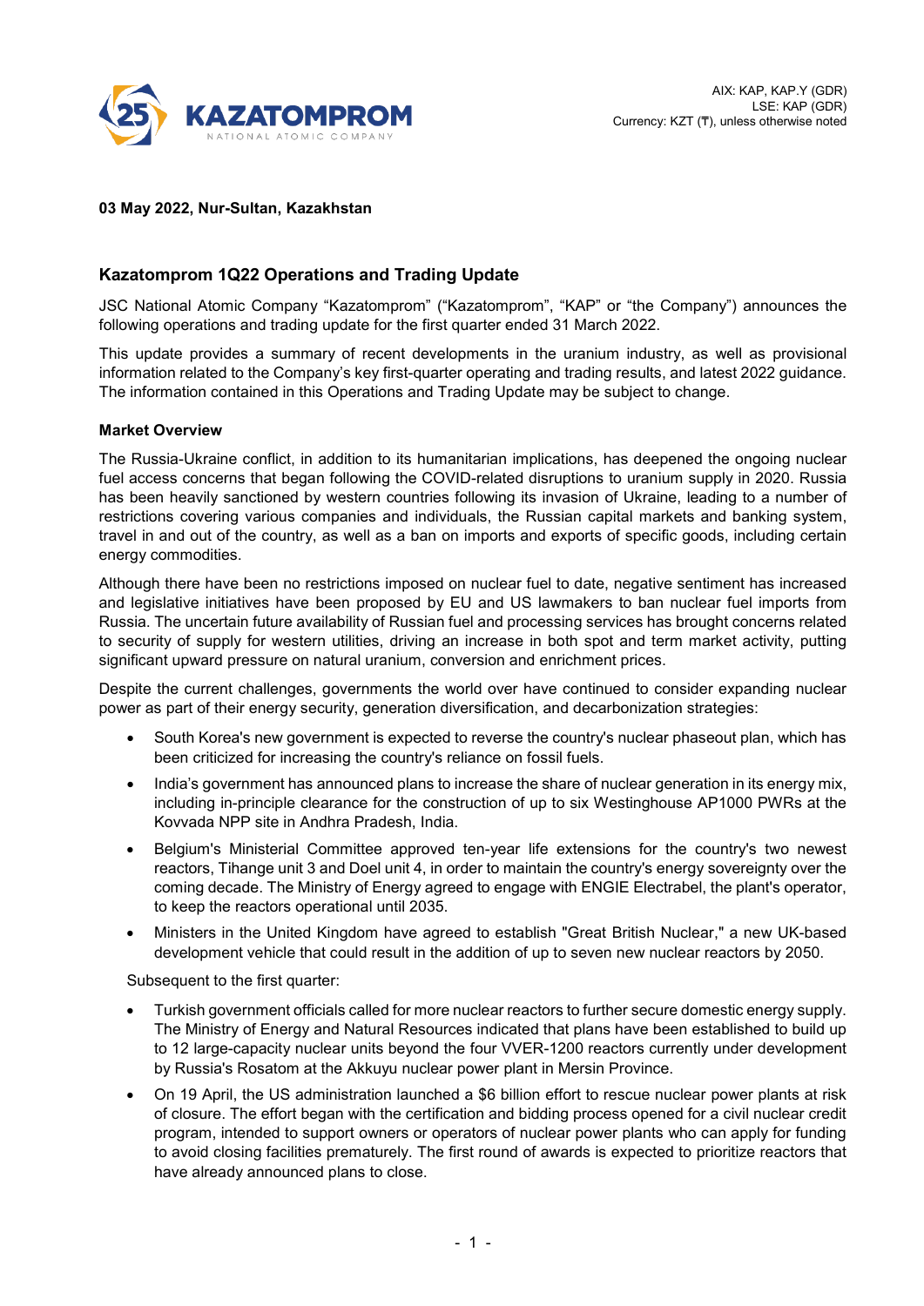AIX: KAP, KAP.Y (GDR)
LSE: KAP (GDR)
Currency: KZT (₸), unless otherwise noted

**03 May 2022, Nur-Sultan, Kazakhstan**

## Kazatomprom 1Q22 Operations and Trading Update

JSC National Atomic Company "Kazatomprom" ("Kazatomprom", "KAP" or "the Company") announces the following operations and trading update for the first quarter ended 31 March 2022.

This update provides a summary of recent developments in the uranium industry, as well as provisional information related to the Company's key first-quarter operating and trading results, and latest 2022 guidance. The information contained in this Operations and Trading Update may be subject to change.

**Market Overview**

The Russia-Ukraine conflict, in addition to its humanitarian implications, has deepened the ongoing nuclear fuel access concerns that began following the COVID-related disruptions to uranium supply in 2020. Russia has been heavily sanctioned by western countries following its invasion of Ukraine, leading to a number of restrictions covering various companies and individuals, the Russian capital markets and banking system, travel in and out of the country, as well as a ban on imports and exports of specific goods, including certain energy commodities.

Although there have been no restrictions imposed on nuclear fuel to date, negative sentiment has increased and legislative initiatives have been proposed by EU and US lawmakers to ban nuclear fuel imports from Russia. The uncertain future availability of Russian fuel and processing services has brought concerns related to security of supply for western utilities, driving an increase in both spot and term market activity, putting significant upward pressure on natural uranium, conversion and enrichment prices.

Despite the current challenges, governments the world over have continued to consider expanding nuclear power as part of their energy security, generation diversification, and decarbonization strategies:

- South Korea's new government is expected to reverse the country's nuclear phaseout plan, which has been criticized for increasing the country's reliance on fossil fuels.
- India's government has announced plans to increase the share of nuclear generation in its energy mix, including in-principle clearance for the construction of up to six Westinghouse AP1000 PWRs at the Kovvada NPP site in Andhra Pradesh, India.
- Belgium's Ministerial Committee approved ten-year life extensions for the country's two newest reactors, Tihange unit 3 and Doel unit 4, in order to maintain the country's energy sovereignty over the coming decade. The Ministry of Energy agreed to engage with ENGIE Electrabel, the plant's operator, to keep the reactors operational until 2035.
- Ministers in the United Kingdom have agreed to establish "Great British Nuclear," a new UK-based development vehicle that could result in the addition of up to seven new nuclear reactors by 2050.

Subsequent to the first quarter:

- Turkish government officials called for more nuclear reactors to further secure domestic energy supply. The Ministry of Energy and Natural Resources indicated that plans have been established to build up to 12 large-capacity nuclear units beyond the four VVER-1200 reactors currently under development by Russia's Rosatom at the Akkuyu nuclear power plant in Mersin Province.
- On 19 April, the US administration launched a $6 billion effort to rescue nuclear power plants at risk of closure. The effort began with the certification and bidding process opened for a civil nuclear credit program, intended to support owners or operators of nuclear power plants who can apply for funding to avoid closing facilities prematurely. The first round of awards is expected to prioritize reactors that have already announced plans to close.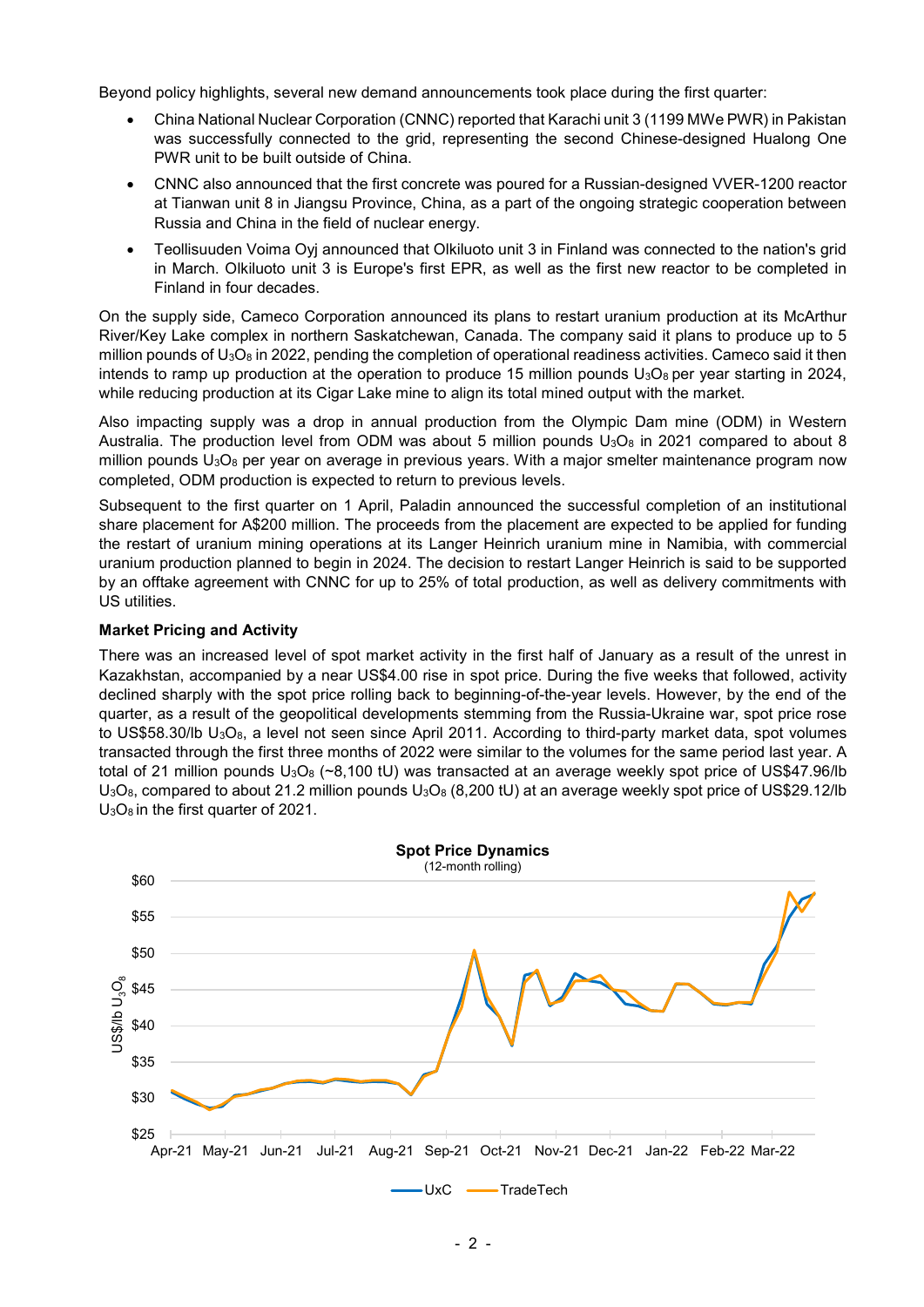Beyond policy highlights, several new demand announcements took place during the first quarter:

- China National Nuclear Corporation (CNNC) reported that Karachi unit 3 (1199 MWe PWR) in Pakistan was successfully connected to the grid, representing the second Chinese-designed Hualong One PWR unit to be built outside of China.
- CNNC also announced that the first concrete was poured for a Russian-designed VVER-1200 reactor at Tianwan unit 8 in Jiangsu Province, China, as a part of the ongoing strategic cooperation between Russia and China in the field of nuclear energy.
- Teollisuuden Voima Oyj announced that Olkiluoto unit 3 in Finland was connected to the nation's grid in March. Olkiluoto unit 3 is Europe's first EPR, as well as the first new reactor to be completed in Finland in four decades.

On the supply side, Cameco Corporation announced its plans to restart uranium production at its McArthur River/Key Lake complex in northern Saskatchewan, Canada. The company said it plans to produce up to 5 million pounds of $U_3O_8$ in 2022, pending the completion of operational readiness activities. Cameco said it then intends to ramp up production at the operation to produce 15 million pounds $U_3O_8$ per year starting in 2024, while reducing production at its Cigar Lake mine to align its total mined output with the market.

Also impacting supply was a drop in annual production from the Olympic Dam mine (ODM) in Western Australia. The production level from ODM was about 5 million pounds $U_3O_8$ in 2021 compared to about 8 million pounds $U_3O_8$ per year on average in previous years. With a major smelter maintenance program now completed, ODM production is expected to return to previous levels.

Subsequent to the first quarter on 1 April, Paladin announced the successful completion of an institutional share placement for A$200 million. The proceeds from the placement are expected to be applied for funding the restart of uranium mining operations at its Langer Heinrich uranium mine in Namibia, with commercial uranium production planned to begin in 2024. The decision to restart Langer Heinrich is said to be supported by an offtake agreement with CNNC for up to 25% of total production, as well as delivery commitments with US utilities.

**Market Pricing and Activity**

There was an increased level of spot market activity in the first half of January as a result of the unrest in Kazakhstan, accompanied by a near US$4.00 rise in spot price. During the five weeks that followed, activity declined sharply with the spot price rolling back to beginning-of-the-year levels. However, by the end of the quarter, as a result of the geopolitical developments stemming from the Russia-Ukraine war, spot price rose to US$58.30/lb $U_3O_8$, a level not seen since April 2011. According to third-party market data, spot volumes transacted through the first three months of 2022 were similar to the volumes for the same period last year. A total of 21 million pounds $U_3O_8$ (~8,100 tU) was transacted at an average weekly spot price of US$47.96/lb $U_3O_8$, compared to about 21.2 million pounds $U_3O_8$ (8,200 tU) at an average weekly spot price of US$29.12/lb $U_3O_8$ in the first quarter of 2021.

**Spot Price Dynamics**
(12-month rolling)

[Chart: US$/lb $U_3O_8$, Apr-21 to Mar-22; series: UxC, TradeTech]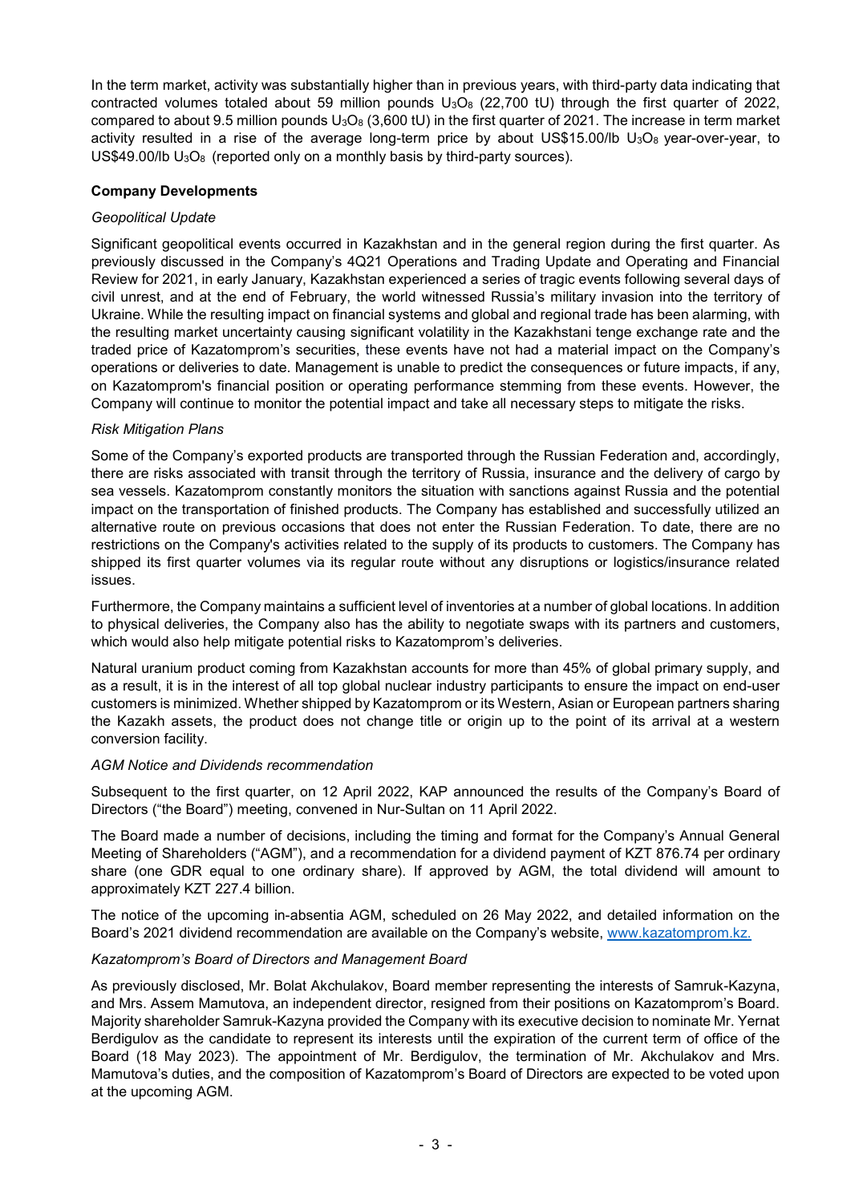In the term market, activity was substantially higher than in previous years, with third-party data indicating that contracted volumes totaled about 59 million pounds $U_3O_8$ (22,700 tU) through the first quarter of 2022, compared to about 9.5 million pounds $U_3O_8$ (3,600 tU) in the first quarter of 2021. The increase in term market activity resulted in a rise of the average long-term price by about US$15.00/lb $U_3O_8$ year-over-year, to US$49.00/lb $U_3O_8$ (reported only on a monthly basis by third-party sources).

**Company Developments**

*Geopolitical Update*

Significant geopolitical events occurred in Kazakhstan and in the general region during the first quarter. As previously discussed in the Company's 4Q21 Operations and Trading Update and Operating and Financial Review for 2021, in early January, Kazakhstan experienced a series of tragic events following several days of civil unrest, and at the end of February, the world witnessed Russia's military invasion into the territory of Ukraine. While the resulting impact on financial systems and global and regional trade has been alarming, with the resulting market uncertainty causing significant volatility in the Kazakhstani tenge exchange rate and the traded price of Kazatomprom's securities, these events have not had a material impact on the Company's operations or deliveries to date. Management is unable to predict the consequences or future impacts, if any, on Kazatomprom's financial position or operating performance stemming from these events. However, the Company will continue to monitor the potential impact and take all necessary steps to mitigate the risks.

*Risk Mitigation Plans*

Some of the Company's exported products are transported through the Russian Federation and, accordingly, there are risks associated with transit through the territory of Russia, insurance and the delivery of cargo by sea vessels. Kazatomprom constantly monitors the situation with sanctions against Russia and the potential impact on the transportation of finished products. The Company has established and successfully utilized an alternative route on previous occasions that does not enter the Russian Federation. To date, there are no restrictions on the Company's activities related to the supply of its products to customers. The Company has shipped its first quarter volumes via its regular route without any disruptions or logistics/insurance related issues.

Furthermore, the Company maintains a sufficient level of inventories at a number of global locations. In addition to physical deliveries, the Company also has the ability to negotiate swaps with its partners and customers, which would also help mitigate potential risks to Kazatomprom's deliveries.

Natural uranium product coming from Kazakhstan accounts for more than 45% of global primary supply, and as a result, it is in the interest of all top global nuclear industry participants to ensure the impact on end-user customers is minimized. Whether shipped by Kazatomprom or its Western, Asian or European partners sharing the Kazakh assets, the product does not change title or origin up to the point of its arrival at a western conversion facility.

*AGM Notice and Dividends recommendation*

Subsequent to the first quarter, on 12 April 2022, KAP announced the results of the Company's Board of Directors ("the Board") meeting, convened in Nur-Sultan on 11 April 2022.

The Board made a number of decisions, including the timing and format for the Company's Annual General Meeting of Shareholders ("AGM"), and a recommendation for a dividend payment of KZT 876.74 per ordinary share (one GDR equal to one ordinary share). If approved by AGM, the total dividend will amount to approximately KZT 227.4 billion.

The notice of the upcoming in-absentia AGM, scheduled on 26 May 2022, and detailed information on the Board's 2021 dividend recommendation are available on the Company's website, www.kazatomprom.kz.

*Kazatomprom's Board of Directors and Management Board*

As previously disclosed, Mr. Bolat Akchulakov, Board member representing the interests of Samruk-Kazyna, and Mrs. Assem Mamutova, an independent director, resigned from their positions on Kazatomprom's Board. Majority shareholder Samruk-Kazyna provided the Company with its executive decision to nominate Mr. Yernat Berdigulov as the candidate to represent its interests until the expiration of the current term of office of the Board (18 May 2023). The appointment of Mr. Berdigulov, the termination of Mr. Akchulakov and Mrs. Mamutova's duties, and the composition of Kazatomprom's Board of Directors are expected to be voted upon at the upcoming AGM.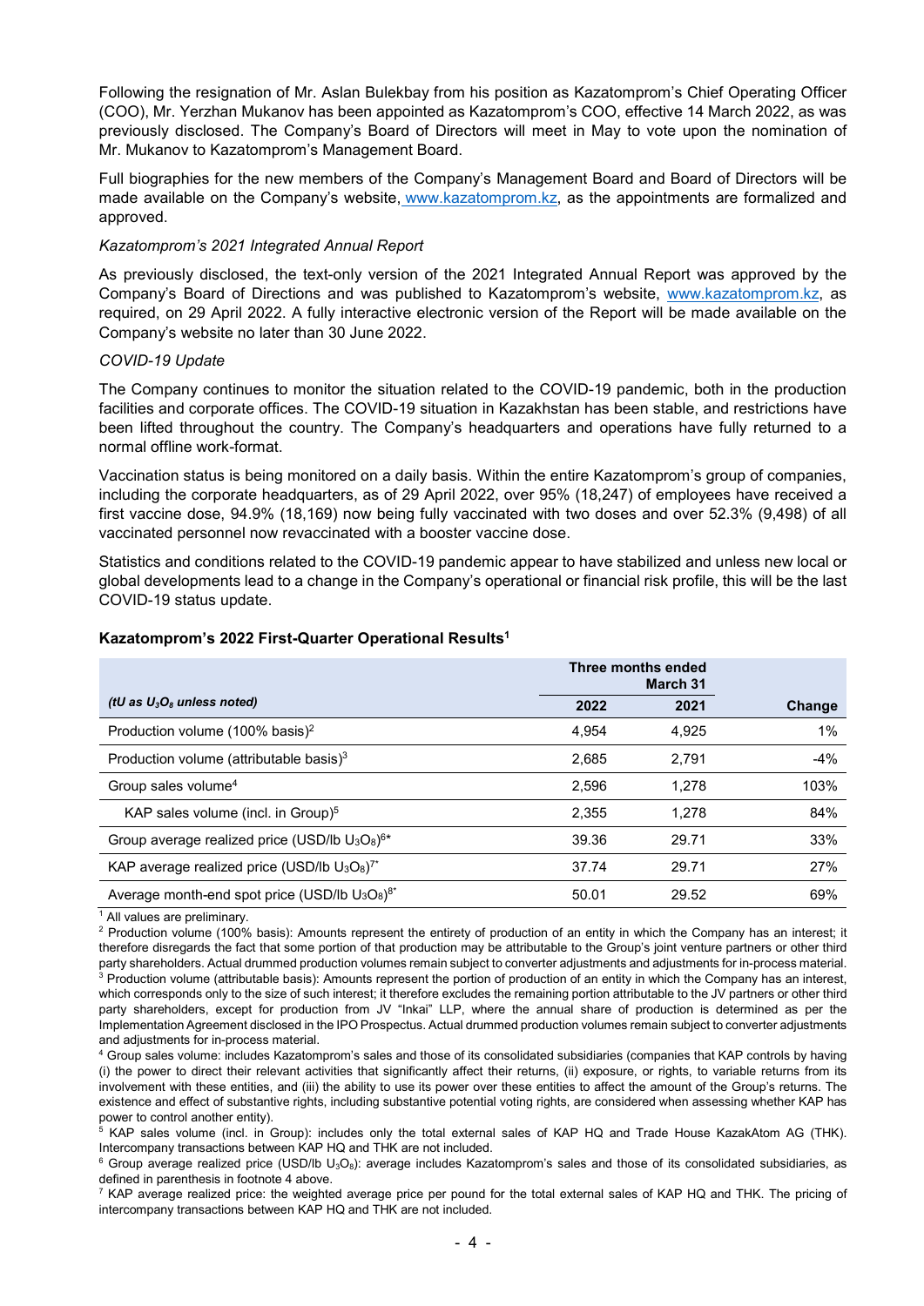Following the resignation of Mr. Aslan Bulekbay from his position as Kazatomprom's Chief Operating Officer (COO), Mr. Yerzhan Mukanov has been appointed as Kazatomprom's COO, effective 14 March 2022, as was previously disclosed. The Company's Board of Directors will meet in May to vote upon the nomination of Mr. Mukanov to Kazatomprom's Management Board.

Full biographies for the new members of the Company's Management Board and Board of Directors will be made available on the Company's website, www.kazatomprom.kz, as the appointments are formalized and approved.

*Kazatomprom's 2021 Integrated Annual Report*

As previously disclosed, the text-only version of the 2021 Integrated Annual Report was approved by the Company's Board of Directions and was published to Kazatomprom's website, www.kazatomprom.kz, as required, on 29 April 2022. A fully interactive electronic version of the Report will be made available on the Company's website no later than 30 June 2022.

*COVID-19 Update*

The Company continues to monitor the situation related to the COVID-19 pandemic, both in the production facilities and corporate offices. The COVID-19 situation in Kazakhstan has been stable, and restrictions have been lifted throughout the country. The Company's headquarters and operations have fully returned to a normal offline work-format.

Vaccination status is being monitored on a daily basis. Within the entire Kazatomprom's group of companies, including the corporate headquarters, as of 29 April 2022, over 95% (18,247) of employees have received a first vaccine dose, 94.9% (18,169) now being fully vaccinated with two doses and over 52.3% (9,498) of all vaccinated personnel now revaccinated with a booster vaccine dose.

Statistics and conditions related to the COVID-19 pandemic appear to have stabilized and unless new local or global developments lead to a change in the Company's operational or financial risk profile, this will be the last COVID-19 status update.

**Kazatomprom's 2022 First-Quarter Operational Results[1]**

| | Three months ended March 31 | | |
|---|---|---|---|
| *(tU as $U_3O_8$ unless noted)* | **2022** | **2021** | **Change** |
| Production volume (100% basis)[2] | 4,954 | 4,925 | 1% |
| Production volume (attributable basis)[3] | 2,685 | 2,791 | -4% |
| Group sales volume[4] | 2,596 | 1,278 | 103% |
| KAP sales volume (incl. in Group)[5] | 2,355 | 1,278 | 84% |
| Group average realized price (USD/lb $U_3O_8$)[6*] | 39.36 | 29.71 | 33% |
| KAP average realized price (USD/lb $U_3O_8$)[7*] | 37.74 | 29.71 | 27% |
| Average month-end spot price (USD/lb $U_3O_8$)[8*] | 50.01 | 29.52 | 69% |

[1] All values are preliminary.

[2] Production volume (100% basis): Amounts represent the entirety of production of an entity in which the Company has an interest; it therefore disregards the fact that some portion of that production may be attributable to the Group's joint venture partners or other third party shareholders. Actual drummed production volumes remain subject to converter adjustments and adjustments for in-process material.

[3] Production volume (attributable basis): Amounts represent the portion of production of an entity in which the Company has an interest, which corresponds only to the size of such interest; it therefore excludes the remaining portion attributable to the JV partners or other third party shareholders, except for production from JV "Inkai" LLP, where the annual share of production is determined as per the Implementation Agreement disclosed in the IPO Prospectus. Actual drummed production volumes remain subject to converter adjustments and adjustments for in-process material.

[4] Group sales volume: includes Kazatomprom's sales and those of its consolidated subsidiaries (companies that KAP controls by having (i) the power to direct their relevant activities that significantly affect their returns, (ii) exposure, or rights, to variable returns from its involvement with these entities, and (iii) the ability to use its power over these entities to affect the amount of the Group's returns. The existence and effect of substantive rights, including substantive potential voting rights, are considered when assessing whether KAP has power to control another entity).

[5] KAP sales volume (incl. in Group): includes only the total external sales of KAP HQ and Trade House KazakAtom AG (THK). Intercompany transactions between KAP HQ and THK are not included.

[6] Group average realized price (USD/lb $U_3O_8$): average includes Kazatomprom's sales and those of its consolidated subsidiaries, as defined in parenthesis in footnote 4 above.

[7] KAP average realized price: the weighted average price per pound for the total external sales of KAP HQ and THK. The pricing of intercompany transactions between KAP HQ and THK are not included.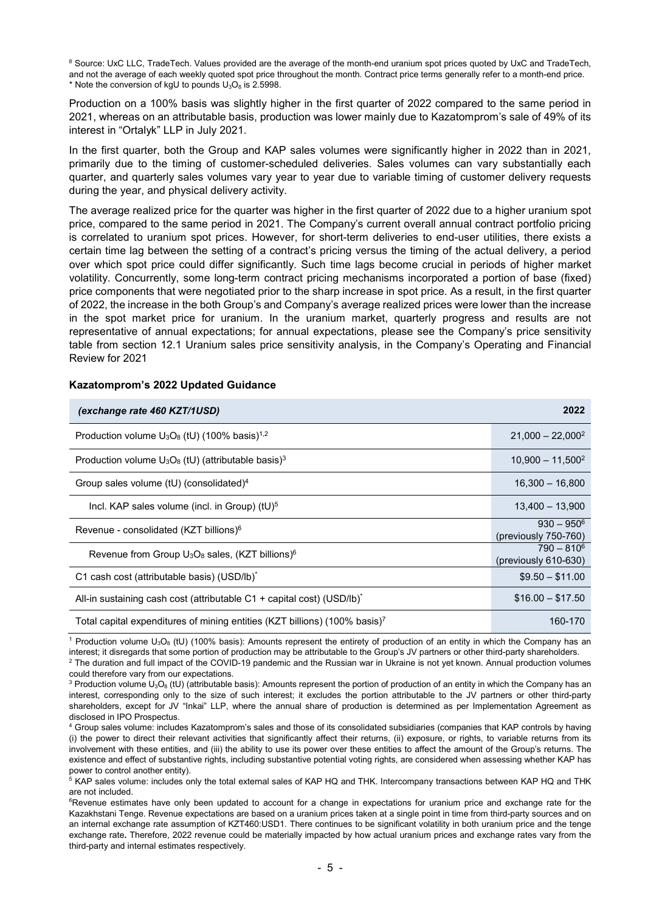[8] Source: UxC LLC, TradeTech. Values provided are the average of the month-end uranium spot prices quoted by UxC and TradeTech, and not the average of each weekly quoted spot price throughout the month. Contract price terms generally refer to a month-end price.
\* Note the conversion of kgU to pounds $U_3O_8$ is 2.5998.

Production on a 100% basis was slightly higher in the first quarter of 2022 compared to the same period in 2021, whereas on an attributable basis, production was lower mainly due to Kazatomprom's sale of 49% of its interest in "Ortalyk" LLP in July 2021.

In the first quarter, both the Group and KAP sales volumes were significantly higher in 2022 than in 2021, primarily due to the timing of customer-scheduled deliveries. Sales volumes can vary substantially each quarter, and quarterly sales volumes vary year to year due to variable timing of customer delivery requests during the year, and physical delivery activity.

The average realized price for the quarter was higher in the first quarter of 2022 due to a higher uranium spot price, compared to the same period in 2021. The Company's current overall annual contract portfolio pricing is correlated to uranium spot prices. However, for short-term deliveries to end-user utilities, there exists a certain time lag between the setting of a contract's pricing versus the timing of the actual delivery, a period over which spot price could differ significantly. Such time lags become crucial in periods of higher market volatility. Concurrently, some long-term contract pricing mechanisms incorporated a portion of base (fixed) price components that were negotiated prior to the sharp increase in spot price. As a result, in the first quarter of 2022, the increase in the both Group's and Company's average realized prices were lower than the increase in the spot market price for uranium. In the uranium market, quarterly progress and results are not representative of annual expectations; for annual expectations, please see the Company's price sensitivity table from section 12.1 Uranium sales price sensitivity analysis, in the Company's Operating and Financial Review for 2021

### Kazatomprom's 2022 Updated Guidance

| *(exchange rate 460 KZT/1USD)* | 2022 |
|---|---|
| Production volume $U_3O_8$ (tU) (100% basis)[1,2] | 21,000 – 22,000[2] |
| Production volume $U_3O_8$ (tU) (attributable basis)[3] | 10,900 – 11,500[2] |
| Group sales volume (tU) (consolidated)[4] | 16,300 – 16,800 |
| Incl. KAP sales volume (incl. in Group) (tU)[5] | 13,400 – 13,900 |
| Revenue - consolidated (KZT billions)[6] | 930 – 950[6] (previously 750-760) |
| Revenue from Group $U_3O_8$ sales, (KZT billions)[6] | 790 – 810[6] (previously 610-630) |
| C1 cash cost (attributable basis) (USD/lb)\* | \$9.50 – \$11.00 |
| All-in sustaining cash cost (attributable C1 + capital cost) (USD/lb)\* | \$16.00 – \$17.50 |
| Total capital expenditures of mining entities (KZT billions) (100% basis)[7] | 160-170 |

[1] Production volume $U_3O_8$ (tU) (100% basis): Amounts represent the entirety of production of an entity in which the Company has an interest; it disregards that some portion of production may be attributable to the Group's JV partners or other third-party shareholders.
[2] The duration and full impact of the COVID-19 pandemic and the Russian war in Ukraine is not yet known. Annual production volumes could therefore vary from our expectations.
[3] Production volume $U_3O_8$ (tU) (attributable basis): Amounts represent the portion of production of an entity in which the Company has an interest, corresponding only to the size of such interest; it excludes the portion attributable to the JV partners or other third-party shareholders, except for JV "Inkai" LLP, where the annual share of production is determined as per Implementation Agreement as disclosed in IPO Prospectus.
[4] Group sales volume: includes Kazatomprom's sales and those of its consolidated subsidiaries (companies that KAP controls by having (i) the power to direct their relevant activities that significantly affect their returns, (ii) exposure, or rights, to variable returns from its involvement with these entities, and (iii) the ability to use its power over these entities to affect the amount of the Group's returns. The existence and effect of substantive rights, including substantive potential voting rights, are considered when assessing whether KAP has power to control another entity).
[5] KAP sales volume: includes only the total external sales of KAP HQ and THK. Intercompany transactions between KAP HQ and THK are not included.
[6] Revenue estimates have only been updated to account for a change in expectations for uranium price and exchange rate for the Kazakhstani Tenge. Revenue expectations are based on a uranium prices taken at a single point in time from third-party sources and on an internal exchange rate assumption of KZT460:USD1. There continues to be significant volatility in both uranium price and the tenge exchange rate. Therefore, 2022 revenue could be materially impacted by how actual uranium prices and exchange rates vary from the third-party and internal estimates respectively.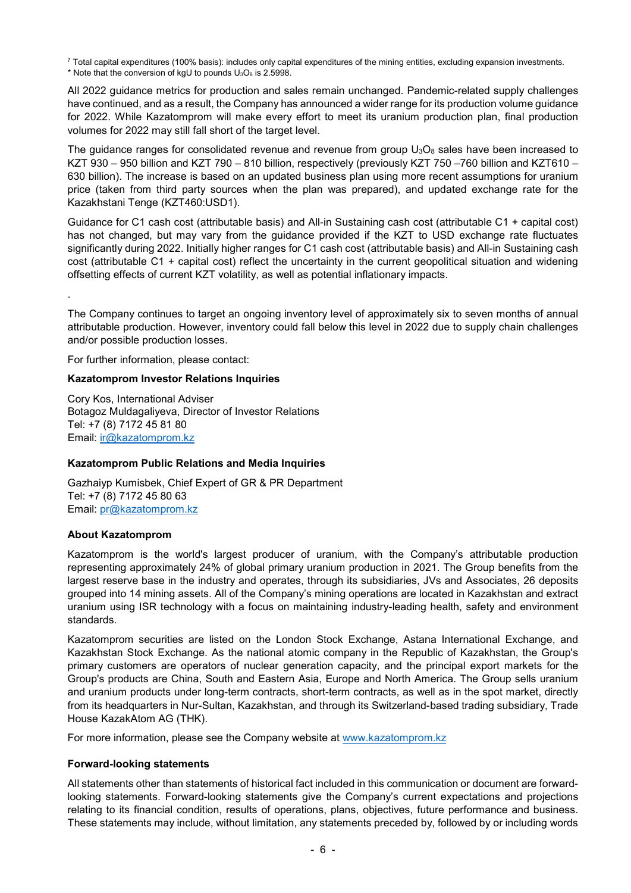[7] Total capital expenditures (100% basis): includes only capital expenditures of the mining entities, excluding expansion investments.
* Note that the conversion of kgU to pounds $U_3O_8$ is 2.5998.

All 2022 guidance metrics for production and sales remain unchanged. Pandemic-related supply challenges have continued, and as a result, the Company has announced a wider range for its production volume guidance for 2022. While Kazatomprom will make every effort to meet its uranium production plan, final production volumes for 2022 may still fall short of the target level.

The guidance ranges for consolidated revenue and revenue from group $U_3O_8$ sales have been increased to KZT 930 – 950 billion and KZT 790 – 810 billion, respectively (previously KZT 750 –760 billion and KZT610 – 630 billion). The increase is based on an updated business plan using more recent assumptions for uranium price (taken from third party sources when the plan was prepared), and updated exchange rate for the Kazakhstani Tenge (KZT460:USD1).

Guidance for C1 cash cost (attributable basis) and All-in Sustaining cash cost (attributable C1 + capital cost) has not changed, but may vary from the guidance provided if the KZT to USD exchange rate fluctuates significantly during 2022. Initially higher ranges for C1 cash cost (attributable basis) and All-in Sustaining cash cost (attributable C1 + capital cost) reflect the uncertainty in the current geopolitical situation and widening offsetting effects of current KZT volatility, as well as potential inflationary impacts.

.

The Company continues to target an ongoing inventory level of approximately six to seven months of annual attributable production. However, inventory could fall below this level in 2022 due to supply chain challenges and/or possible production losses.

For further information, please contact:

**Kazatomprom Investor Relations Inquiries**

Cory Kos, International Adviser
Botagoz Muldagaliyeva, Director of Investor Relations
Tel: +7 (8) 7172 45 81 80
Email: ir@kazatomprom.kz

**Kazatomprom Public Relations and Media Inquiries**

Gazhaiyp Kumisbek, Chief Expert of GR & PR Department
Tel: +7 (8) 7172 45 80 63
Email: pr@kazatomprom.kz

**About Kazatomprom**

Kazatomprom is the world's largest producer of uranium, with the Company's attributable production representing approximately 24% of global primary uranium production in 2021. The Group benefits from the largest reserve base in the industry and operates, through its subsidiaries, JVs and Associates, 26 deposits grouped into 14 mining assets. All of the Company's mining operations are located in Kazakhstan and extract uranium using ISR technology with a focus on maintaining industry-leading health, safety and environment standards.

Kazatomprom securities are listed on the London Stock Exchange, Astana International Exchange, and Kazakhstan Stock Exchange. As the national atomic company in the Republic of Kazakhstan, the Group's primary customers are operators of nuclear generation capacity, and the principal export markets for the Group's products are China, South and Eastern Asia, Europe and North America. The Group sells uranium and uranium products under long-term contracts, short-term contracts, as well as in the spot market, directly from its headquarters in Nur-Sultan, Kazakhstan, and through its Switzerland-based trading subsidiary, Trade House KazakAtom AG (THK).

For more information, please see the Company website at www.kazatomprom.kz

**Forward-looking statements**

All statements other than statements of historical fact included in this communication or document are forward-looking statements. Forward-looking statements give the Company's current expectations and projections relating to its financial condition, results of operations, plans, objectives, future performance and business. These statements may include, without limitation, any statements preceded by, followed by or including words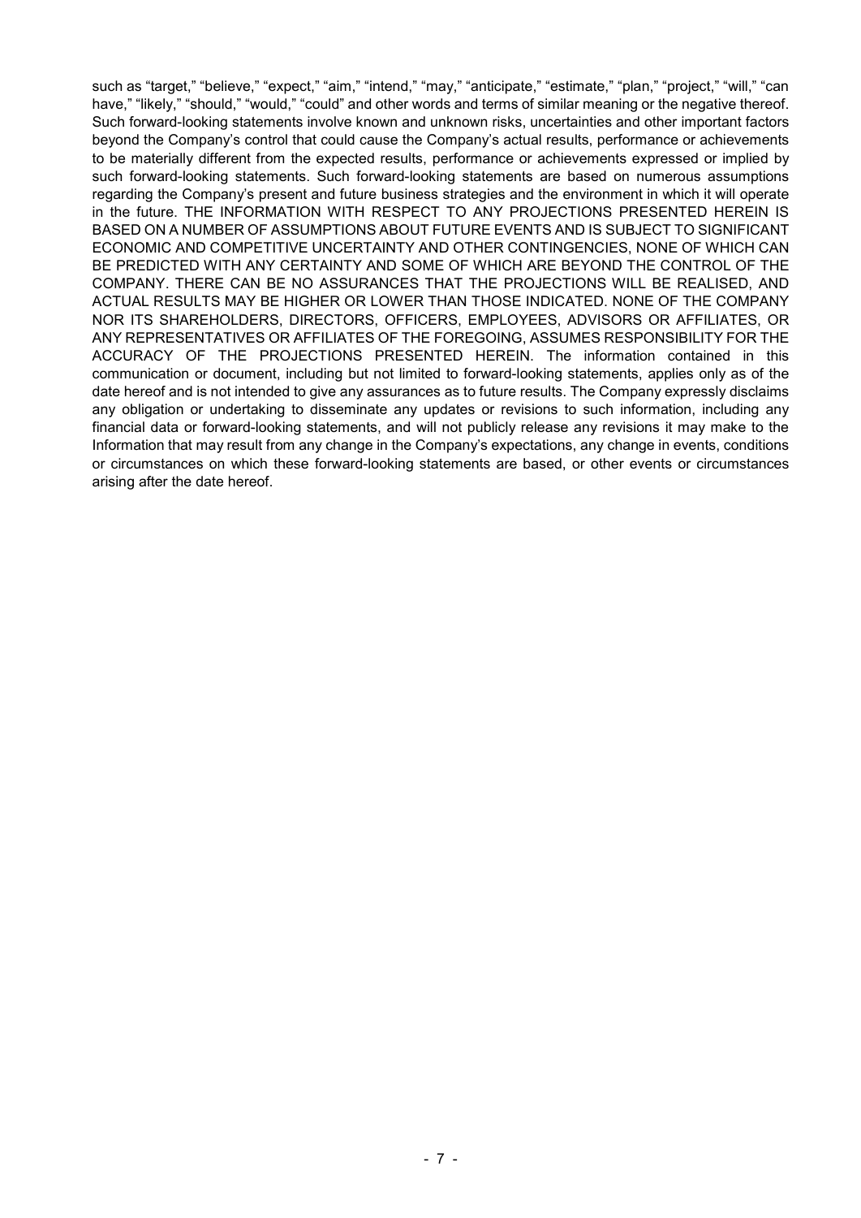such as "target," "believe," "expect," "aim," "intend," "may," "anticipate," "estimate," "plan," "project," "will," "can have," "likely," "should," "would," "could" and other words and terms of similar meaning or the negative thereof. Such forward-looking statements involve known and unknown risks, uncertainties and other important factors beyond the Company's control that could cause the Company's actual results, performance or achievements to be materially different from the expected results, performance or achievements expressed or implied by such forward-looking statements. Such forward-looking statements are based on numerous assumptions regarding the Company's present and future business strategies and the environment in which it will operate in the future. THE INFORMATION WITH RESPECT TO ANY PROJECTIONS PRESENTED HEREIN IS BASED ON A NUMBER OF ASSUMPTIONS ABOUT FUTURE EVENTS AND IS SUBJECT TO SIGNIFICANT ECONOMIC AND COMPETITIVE UNCERTAINTY AND OTHER CONTINGENCIES, NONE OF WHICH CAN BE PREDICTED WITH ANY CERTAINTY AND SOME OF WHICH ARE BEYOND THE CONTROL OF THE COMPANY. THERE CAN BE NO ASSURANCES THAT THE PROJECTIONS WILL BE REALISED, AND ACTUAL RESULTS MAY BE HIGHER OR LOWER THAN THOSE INDICATED. NONE OF THE COMPANY NOR ITS SHAREHOLDERS, DIRECTORS, OFFICERS, EMPLOYEES, ADVISORS OR AFFILIATES, OR ANY REPRESENTATIVES OR AFFILIATES OF THE FOREGOING, ASSUMES RESPONSIBILITY FOR THE ACCURACY OF THE PROJECTIONS PRESENTED HEREIN. The information contained in this communication or document, including but not limited to forward-looking statements, applies only as of the date hereof and is not intended to give any assurances as to future results. The Company expressly disclaims any obligation or undertaking to disseminate any updates or revisions to such information, including any financial data or forward-looking statements, and will not publicly release any revisions it may make to the Information that may result from any change in the Company's expectations, any change in events, conditions or circumstances on which these forward-looking statements are based, or other events or circumstances arising after the date hereof.